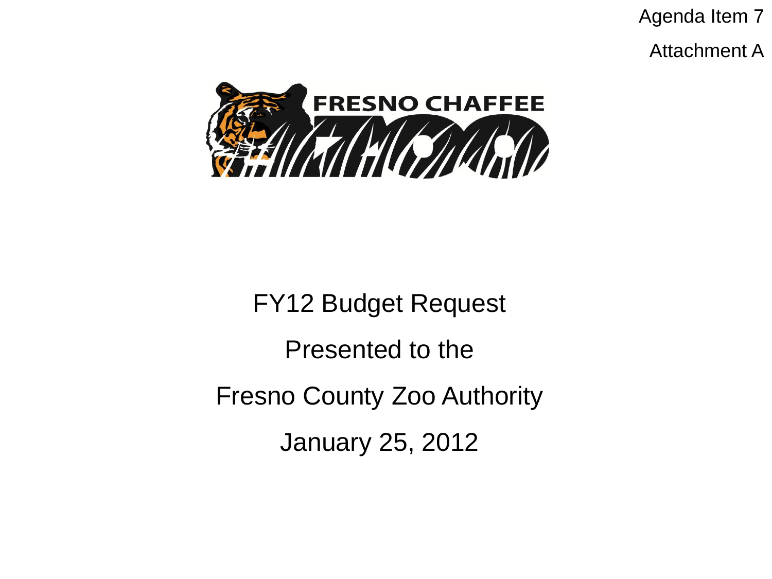Agenda Item 7

Attachment A

FRESNO CHAFFEE ZOO

# FY12 Budget Request

Presented to the

Fresno County Zoo Authority

January 25, 2012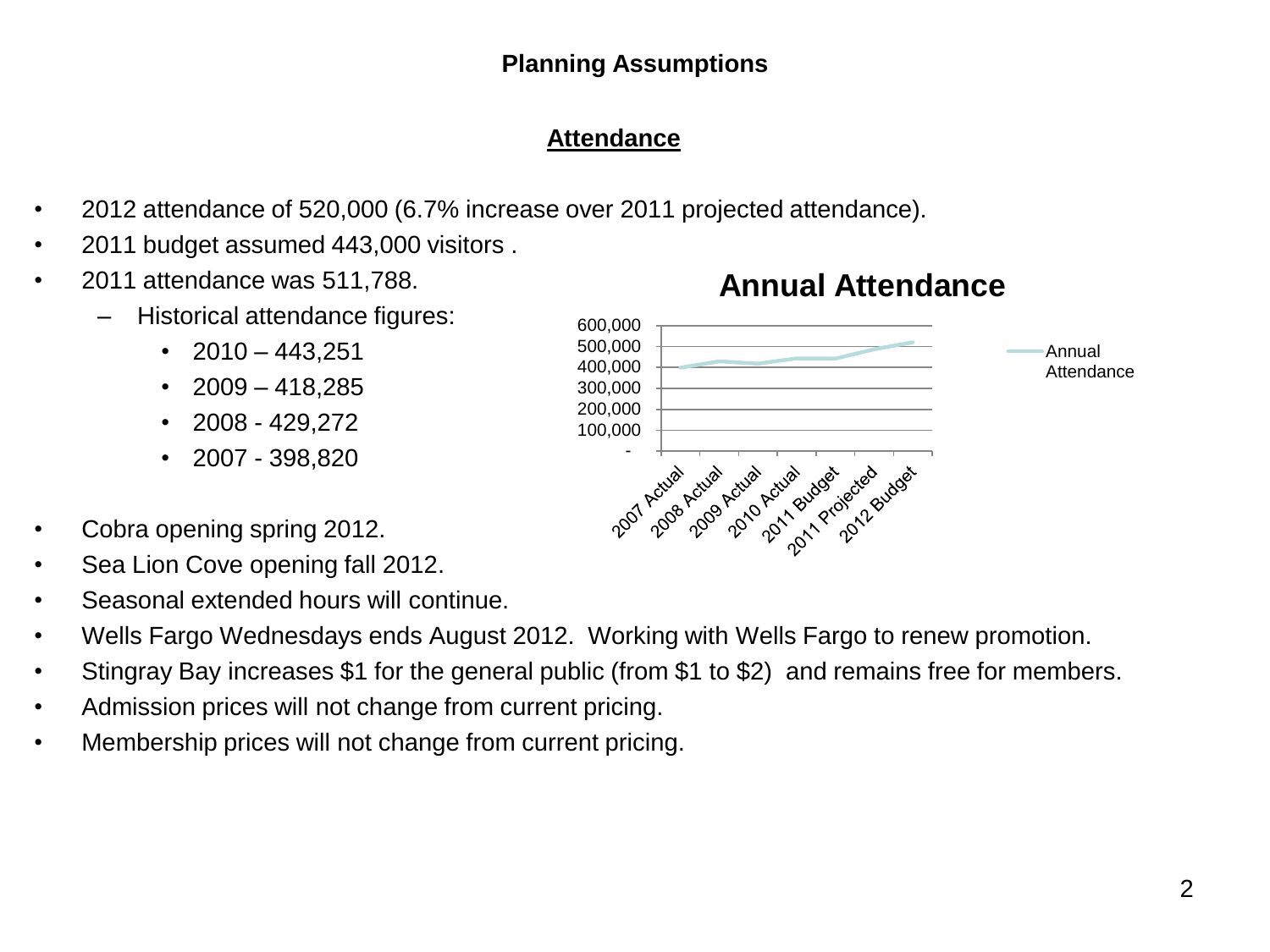## Planning Assumptions

### Attendance

- 2012 attendance of 520,000 (6.7% increase over 2011 projected attendance).
- 2011 budget assumed 443,000 visitors .
- 2011 attendance was 511,788.
  - Historical attendance figures:
    - 2010 – 443,251
    - 2009 – 418,285
    - 2008 - 429,272
    - 2007 - 398,820

**Annual Attendance**

- Cobra opening spring 2012.
- Sea Lion Cove opening fall 2012.
- Seasonal extended hours will continue.
- Wells Fargo Wednesdays ends August 2012. Working with Wells Fargo to renew promotion.
- Stingray Bay increases $1 for the general public (from $1 to $2) and remains free for members.
- Admission prices will not change from current pricing.
- Membership prices will not change from current pricing.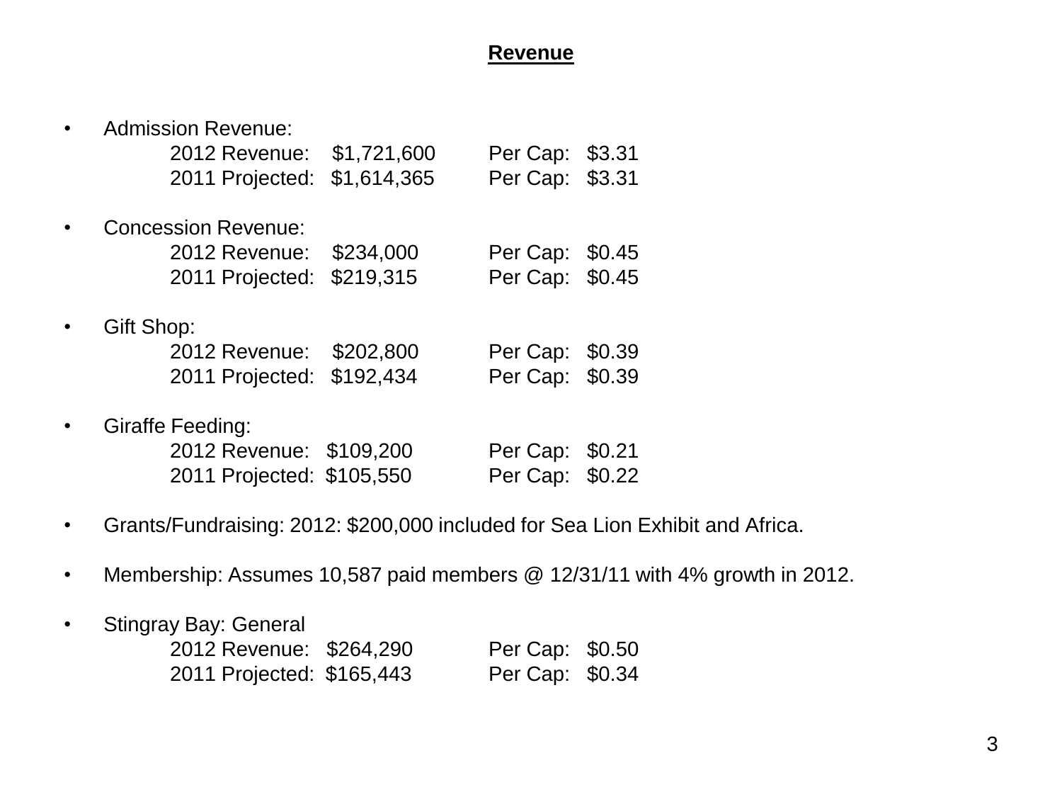## **Revenue**

- Admission Revenue:
  - 2012 Revenue: $1,721,600 Per Cap: $3.31
  - 2011 Projected: $1,614,365 Per Cap: $3.31

- Concession Revenue:
  - 2012 Revenue: $234,000 Per Cap: $0.45
  - 2011 Projected: $219,315 Per Cap: $0.45

- Gift Shop:
  - 2012 Revenue: $202,800 Per Cap: $0.39
  - 2011 Projected: $192,434 Per Cap: $0.39

- Giraffe Feeding:
  - 2012 Revenue: $109,200 Per Cap: $0.21
  - 2011 Projected: $105,550 Per Cap: $0.22

- Grants/Fundraising: 2012: $200,000 included for Sea Lion Exhibit and Africa.

- Membership: Assumes 10,587 paid members @ 12/31/11 with 4% growth in 2012.

- Stingray Bay: General
  - 2012 Revenue: $264,290 Per Cap: $0.50
  - 2011 Projected: $165,443 Per Cap: $0.34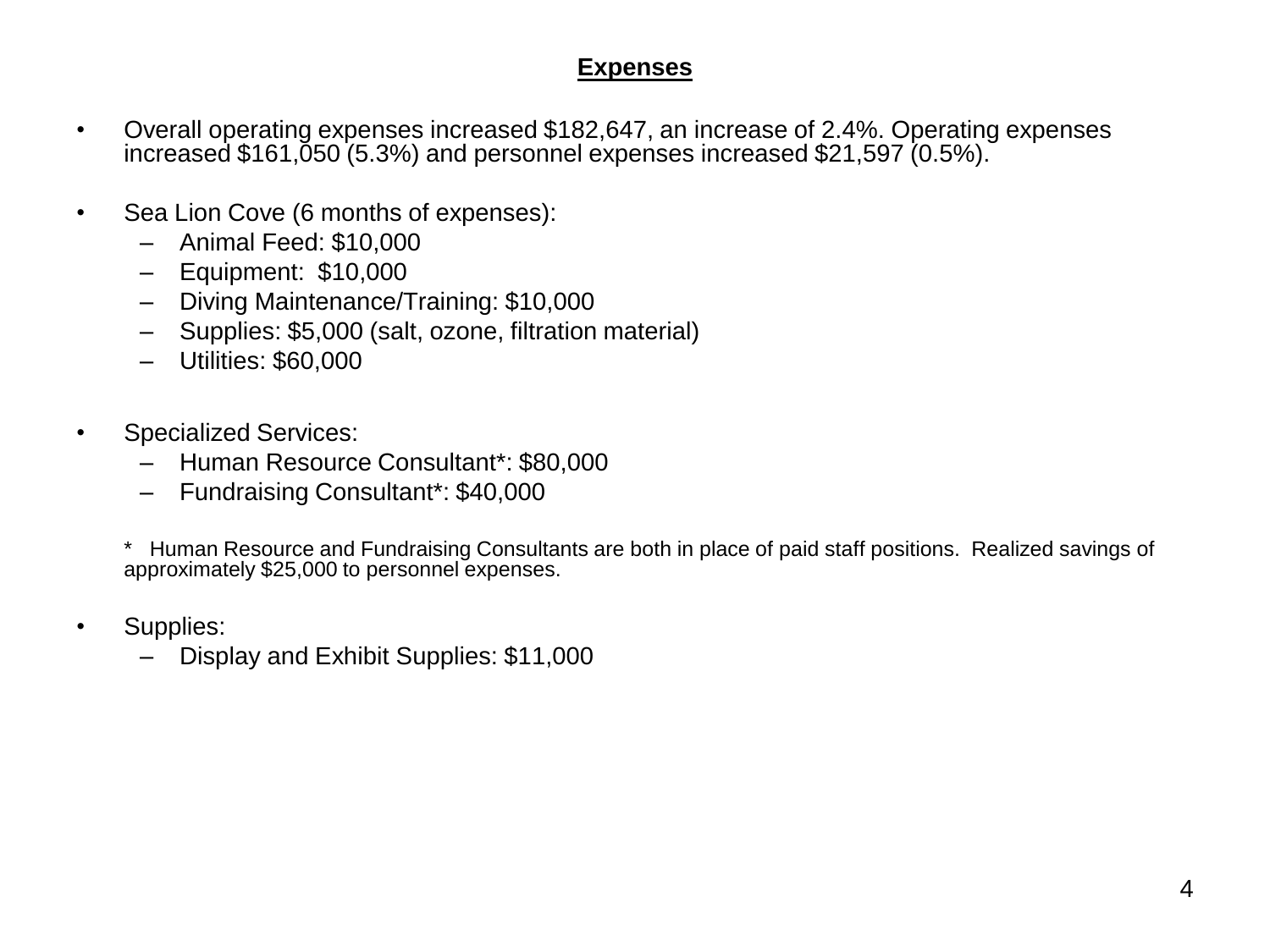## Expenses

- Overall operating expenses increased $182,647, an increase of 2.4%. Operating expenses increased $161,050 (5.3%) and personnel expenses increased $21,597 (0.5%).

- Sea Lion Cove (6 months of expenses):
  - Animal Feed: $10,000
  - Equipment: $10,000
  - Diving Maintenance/Training: $10,000
  - Supplies: $5,000 (salt, ozone, filtration material)
  - Utilities: $60,000

- Specialized Services:
  - Human Resource Consultant*: $80,000
  - Fundraising Consultant*: $40,000

  * Human Resource and Fundraising Consultants are both in place of paid staff positions. Realized savings of approximately $25,000 to personnel expenses.

- Supplies:
  - Display and Exhibit Supplies: $11,000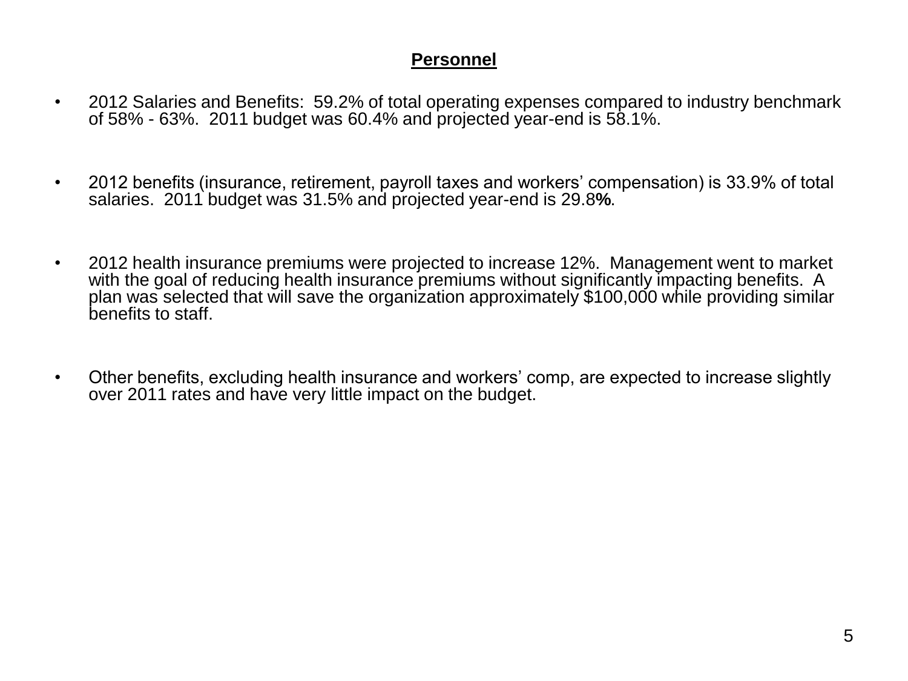## Personnel

- 2012 Salaries and Benefits: 59.2% of total operating expenses compared to industry benchmark of 58% - 63%. 2011 budget was 60.4% and projected year-end is 58.1%.

- 2012 benefits (insurance, retirement, payroll taxes and workers' compensation) is 33.9% of total salaries. 2011 budget was 31.5% and projected year-end is 29.8%.

- 2012 health insurance premiums were projected to increase 12%. Management went to market with the goal of reducing health insurance premiums without significantly impacting benefits. A plan was selected that will save the organization approximately $100,000 while providing similar benefits to staff.

- Other benefits, excluding health insurance and workers' comp, are expected to increase slightly over 2011 rates and have very little impact on the budget.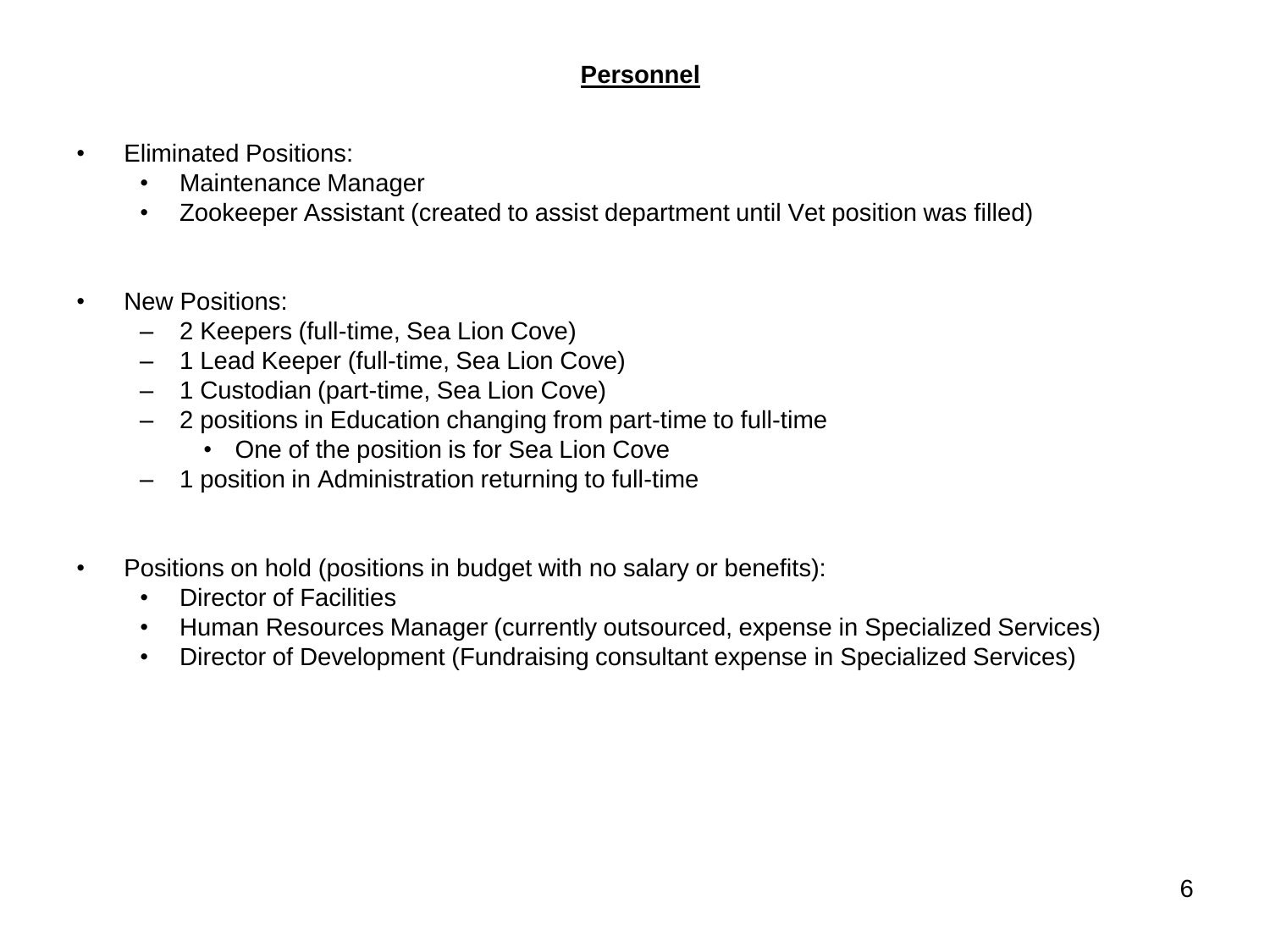## **Personnel**

- Eliminated Positions:
  - Maintenance Manager
  - Zookeeper Assistant (created to assist department until Vet position was filled)

- New Positions:
  - 2 Keepers (full-time, Sea Lion Cove)
  - 1 Lead Keeper (full-time, Sea Lion Cove)
  - 1 Custodian (part-time, Sea Lion Cove)
  - 2 positions in Education changing from part-time to full-time
    - One of the position is for Sea Lion Cove
  - 1 position in Administration returning to full-time

- Positions on hold (positions in budget with no salary or benefits):
  - Director of Facilities
  - Human Resources Manager (currently outsourced, expense in Specialized Services)
  - Director of Development (Fundraising consultant expense in Specialized Services)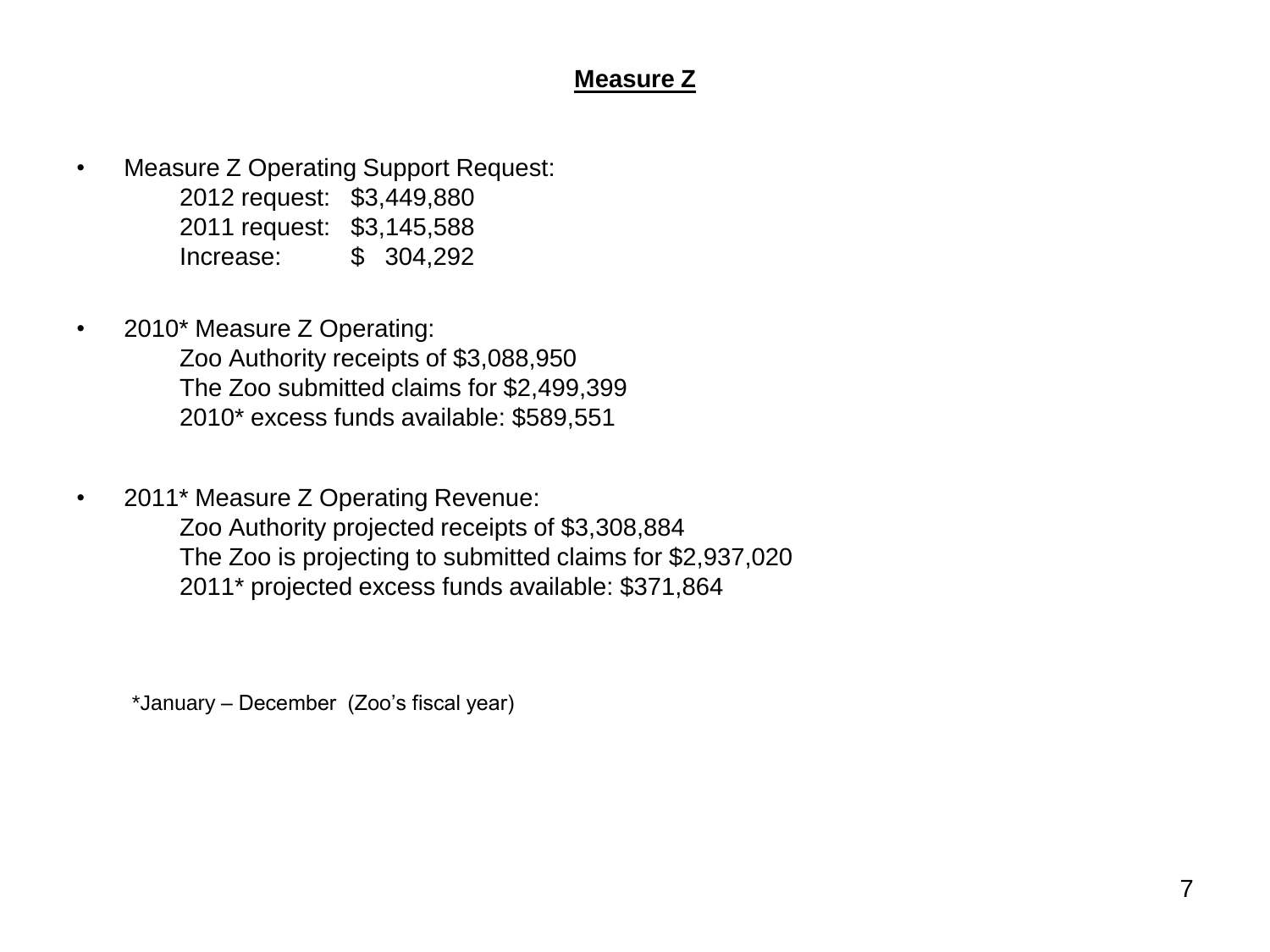**Measure Z**

- Measure Z Operating Support Request:
  - 2012 request: $3,449,880
  - 2011 request: $3,145,588
  - Increase: $ 304,292

- 2010* Measure Z Operating:
  - Zoo Authority receipts of $3,088,950
  - The Zoo submitted claims for $2,499,399
  - 2010* excess funds available: $589,551

- 2011* Measure Z Operating Revenue:
  - Zoo Authority projected receipts of $3,308,884
  - The Zoo is projecting to submitted claims for $2,937,020
  - 2011* projected excess funds available: $371,864

*January – December (Zoo's fiscal year)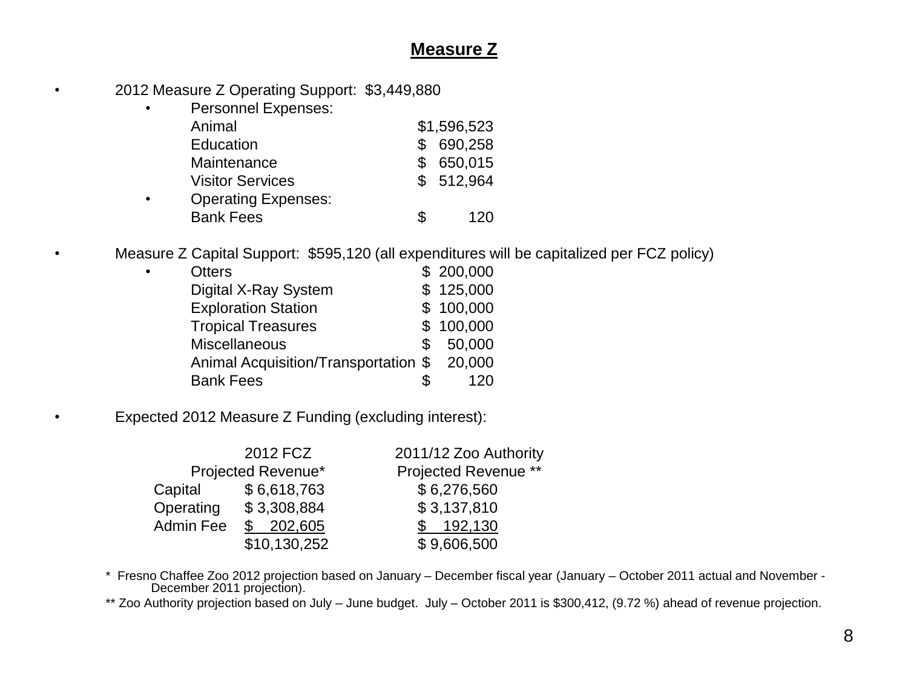# Measure Z

- 2012 Measure Z Operating Support: $3,449,880
  - Personnel Expenses:

| | |
|---|---|
| Animal | $1,596,523 |
| Education | $ 690,258 |
| Maintenance | $ 650,015 |
| Visitor Services | $ 512,964 |

  - Operating Expenses:

| | |
|---|---|
| Bank Fees | $ 120 |

- Measure Z Capital Support: $595,120 (all expenditures will be capitalized per FCZ policy)

| | |
|---|---|
| Otters | $ 200,000 |
| Digital X-Ray System | $ 125,000 |
| Exploration Station | $ 100,000 |
| Tropical Treasures | $ 100,000 |
| Miscellaneous | $ 50,000 |
| Animal Acquisition/Transportation | $ 20,000 |
| Bank Fees | $ 120 |

- Expected 2012 Measure Z Funding (excluding interest):

| | 2012 FCZ Projected Revenue* | 2011/12 Zoo Authority Projected Revenue ** |
|---|---|---|
| Capital | $ 6,618,763 | $ 6,276,560 |
| Operating | $ 3,308,884 | $ 3,137,810 |
| Admin Fee | $ 202,605 | $ 192,130 |
| | $10,130,252 | $ 9,606,500 |

\* Fresno Chaffee Zoo 2012 projection based on January – December fiscal year (January – October 2011 actual and November - December 2011 projection).

\*\* Zoo Authority projection based on July – June budget. July – October 2011 is $300,412, (9.72 %) ahead of revenue projection.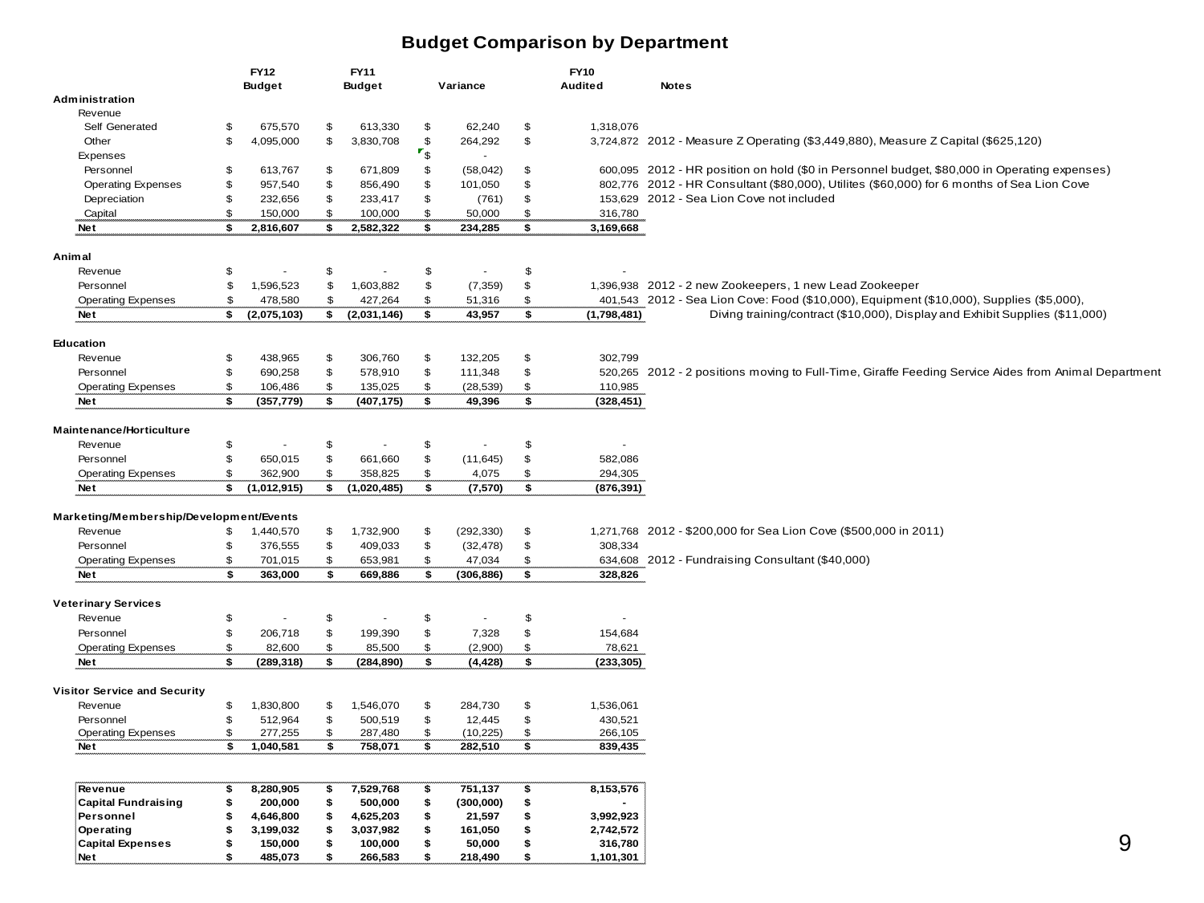# Budget Comparison by Department

| | FY12 Budget | FY11 Budget | Variance | FY10 Audited | Notes |
|---|---|---|---|---|---|
| **Administration** | | | | | |
| Revenue | | | | | |
| Self Generated | $ 675,570 | $ 613,330 | $ 62,240 | $ 1,318,076 | |
| Other | $ 4,095,000 | $ 3,830,708 | $ 264,292 | $ 3,724,872 | 2012 - Measure Z Operating ($3,449,880), Measure Z Capital ($625,120) |
| Expenses | | | $ - | | |
| Personnel | $ 613,767 | $ 671,809 | $ (58,042) | $ 600,095 | 2012 - HR position on hold ($0 in Personnel budget, $80,000 in Operating expenses) |
| Operating Expenses | $ 957,540 | $ 856,490 | $ 101,050 | $ 802,776 | 2012 - HR Consultant ($80,000), Utilites ($60,000) for 6 months of Sea Lion Cove |
| Depreciation | $ 232,656 | $ 233,417 | $ (761) | $ 153,629 | 2012 - Sea Lion Cove not included |
| Capital | $ 150,000 | $ 100,000 | $ 50,000 | $ 316,780 | |
| **Net** | **$ 2,816,607** | **$ 2,582,322** | **$ 234,285** | **$ 3,169,668** | |
| **Animal** | | | | | |
| Revenue | $ - | $ - | $ - | $ - | |
| Personnel | $ 1,596,523 | $ 1,603,882 | $ (7,359) | $ 1,396,938 | 2012 - 2 new Zookeepers, 1 new Lead Zookeeper |
| Operating Expenses | $ 478,580 | $ 427,264 | $ 51,316 | $ 401,543 | 2012 - Sea Lion Cove: Food ($10,000), Equipment ($10,000), Supplies ($5,000), Diving training/contract ($10,000), Display and Exhibit Supplies ($11,000) |
| **Net** | **$ (2,075,103)** | **$ (2,031,146)** | **$ 43,957** | **$ (1,798,481)** | |
| **Education** | | | | | |
| Revenue | $ 438,965 | $ 306,760 | $ 132,205 | $ 302,799 | |
| Personnel | $ 690,258 | $ 578,910 | $ 111,348 | $ 520,265 | 2012 - 2 positions moving to Full-Time, Giraffe Feeding Service Aides from Animal Department |
| Operating Expenses | $ 106,486 | $ 135,025 | $ (28,539) | $ 110,985 | |
| **Net** | **$ (357,779)** | **$ (407,175)** | **$ 49,396** | **$ (328,451)** | |
| **Maintenance/Horticulture** | | | | | |
| Revenue | $ - | $ - | $ - | $ - | |
| Personnel | $ 650,015 | $ 661,660 | $ (11,645) | $ 582,086 | |
| Operating Expenses | $ 362,900 | $ 358,825 | $ 4,075 | $ 294,305 | |
| **Net** | **$ (1,012,915)** | **$ (1,020,485)** | **$ (7,570)** | **$ (876,391)** | |
| **Marketing/Membership/Development/Events** | | | | | |
| Revenue | $ 1,440,570 | $ 1,732,900 | $ (292,330) | $ 1,271,768 | 2012 - $200,000 for Sea Lion Cove ($500,000 in 2011) |
| Personnel | $ 376,555 | $ 409,033 | $ (32,478) | $ 308,334 | |
| Operating Expenses | $ 701,015 | $ 653,981 | $ 47,034 | $ 634,608 | 2012 - Fundraising Consultant ($40,000) |
| **Net** | **$ 363,000** | **$ 669,886** | **$ (306,886)** | **$ 328,826** | |
| **Veterinary Services** | | | | | |
| Revenue | $ - | $ - | $ - | $ - | |
| Personnel | $ 206,718 | $ 199,390 | $ 7,328 | $ 154,684 | |
| Operating Expenses | $ 82,600 | $ 85,500 | $ (2,900) | $ 78,621 | |
| **Net** | **$ (289,318)** | **$ (284,890)** | **$ (4,428)** | **$ (233,305)** | |
| **Visitor Service and Security** | | | | | |
| Revenue | $ 1,830,800 | $ 1,546,070 | $ 284,730 | $ 1,536,061 | |
| Personnel | $ 512,964 | $ 500,519 | $ 12,445 | $ 430,521 | |
| Operating Expenses | $ 277,255 | $ 287,480 | $ (10,225) | $ 266,105 | |
| **Net** | **$ 1,040,581** | **$ 758,071** | **$ 282,510** | **$ 839,435** | |

| | FY12 Budget | FY11 Budget | Variance | FY10 Audited |
|---|---|---|---|---|
| **Revenue** | **$ 8,280,905** | **$ 7,529,768** | **$ 751,137** | **$ 8,153,576** |
| **Capital Fundraising** | **$ 200,000** | **$ 500,000** | **$ (300,000)** | **$ -** |
| **Personnel** | **$ 4,646,800** | **$ 4,625,203** | **$ 21,597** | **$ 3,992,923** |
| **Operating** | **$ 3,199,032** | **$ 3,037,982** | **$ 161,050** | **$ 2,742,572** |
| **Capital Expenses** | **$ 150,000** | **$ 100,000** | **$ 50,000** | **$ 316,780** |
| **Net** | **$ 485,073** | **$ 266,583** | **$ 218,490** | **$ 1,101,301** |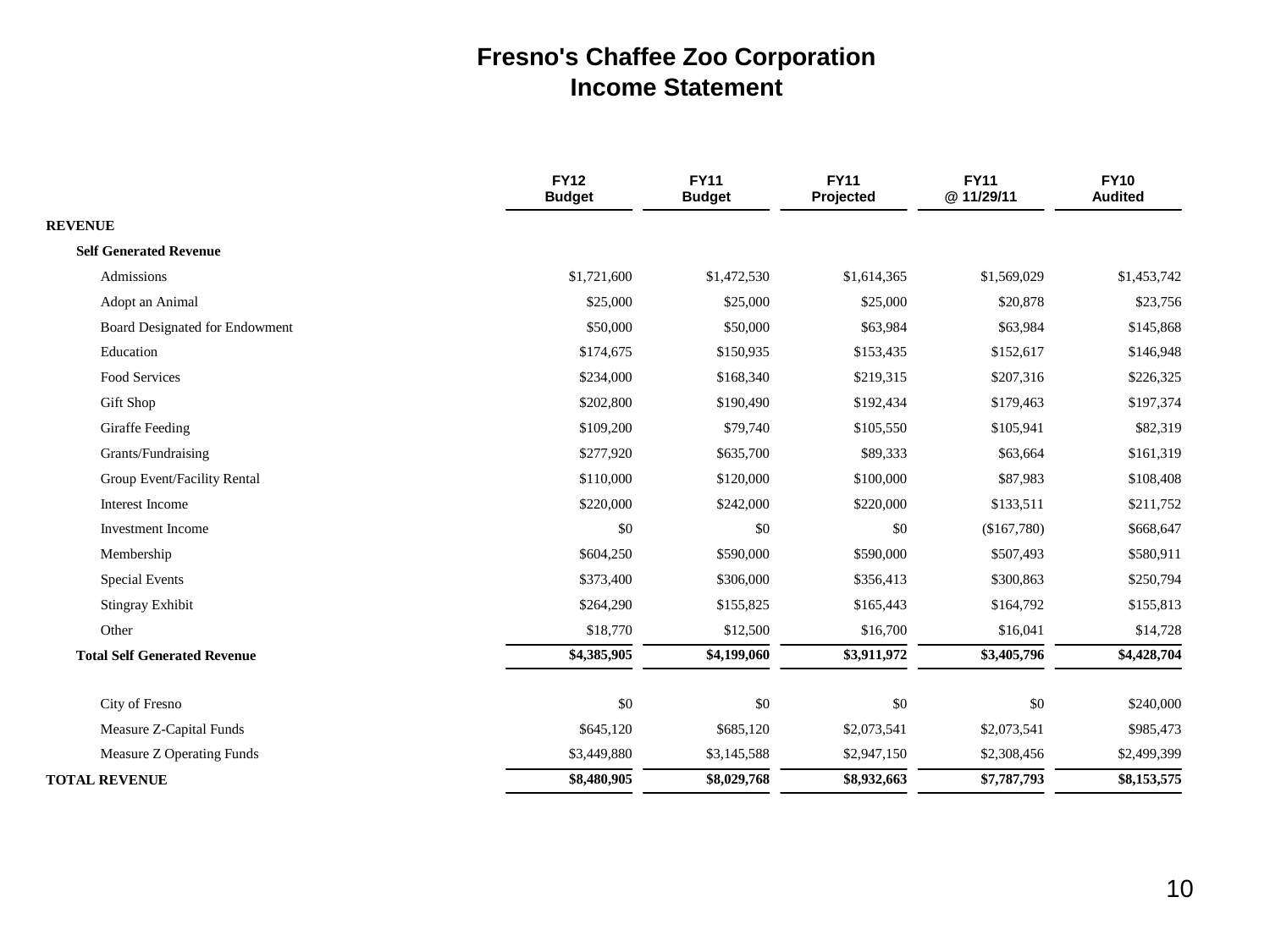# Fresno's Chaffee Zoo Corporation
## Income Statement

| | FY12 Budget | FY11 Budget | FY11 Projected | FY11 @ 11/29/11 | FY10 Audited |
|---|---|---|---|---|---|
| **REVENUE** | | | | | |
| **Self Generated Revenue** | | | | | |
| Admissions | $1,721,600 | $1,472,530 | $1,614,365 | $1,569,029 | $1,453,742 |
| Adopt an Animal | $25,000 | $25,000 | $25,000 | $20,878 | $23,756 |
| Board Designated for Endowment | $50,000 | $50,000 | $63,984 | $63,984 | $145,868 |
| Education | $174,675 | $150,935 | $153,435 | $152,617 | $146,948 |
| Food Services | $234,000 | $168,340 | $219,315 | $207,316 | $226,325 |
| Gift Shop | $202,800 | $190,490 | $192,434 | $179,463 | $197,374 |
| Giraffe Feeding | $109,200 | $79,740 | $105,550 | $105,941 | $82,319 |
| Grants/Fundraising | $277,920 | $635,700 | $89,333 | $63,664 | $161,319 |
| Group Event/Facility Rental | $110,000 | $120,000 | $100,000 | $87,983 | $108,408 |
| Interest Income | $220,000 | $242,000 | $220,000 | $133,511 | $211,752 |
| Investment Income | $0 | $0 | $0 | ($167,780) | $668,647 |
| Membership | $604,250 | $590,000 | $590,000 | $507,493 | $580,911 |
| Special Events | $373,400 | $306,000 | $356,413 | $300,863 | $250,794 |
| Stingray Exhibit | $264,290 | $155,825 | $165,443 | $164,792 | $155,813 |
| Other | $18,770 | $12,500 | $16,700 | $16,041 | $14,728 |
| **Total Self Generated Revenue** | **$4,385,905** | **$4,199,060** | **$3,911,972** | **$3,405,796** | **$4,428,704** |
| City of Fresno | $0 | $0 | $0 | $0 | $240,000 |
| Measure Z-Capital Funds | $645,120 | $685,120 | $2,073,541 | $2,073,541 | $985,473 |
| Measure Z Operating Funds | $3,449,880 | $3,145,588 | $2,947,150 | $2,308,456 | $2,499,399 |
| **TOTAL REVENUE** | **$8,480,905** | **$8,029,768** | **$8,932,663** | **$7,787,793** | **$8,153,575** |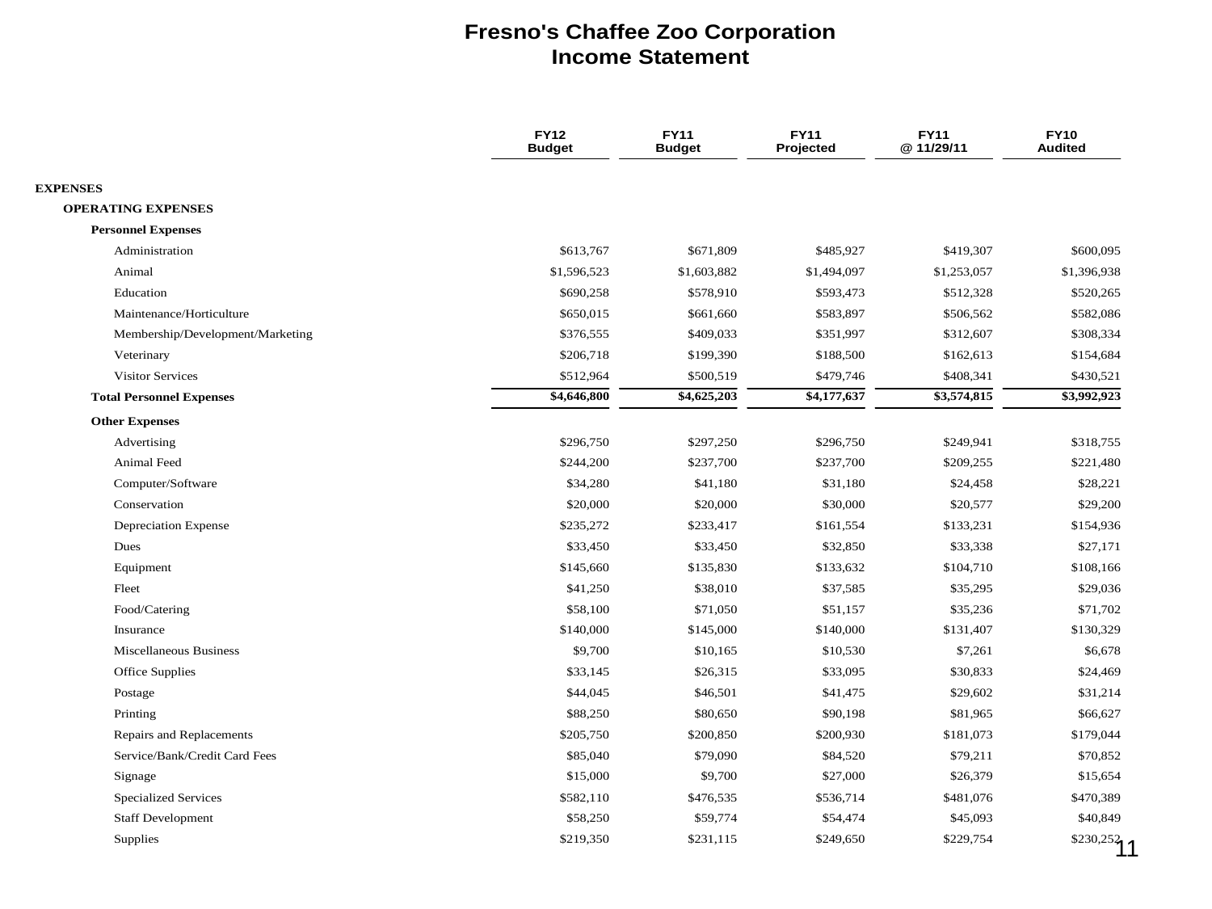# Fresno's Chaffee Zoo Corporation
## Income Statement

| | FY12 Budget | FY11 Budget | FY11 Projected | FY11 @ 11/29/11 | FY10 Audited |
|---|---|---|---|---|---|
| **EXPENSES** | | | | | |
| **OPERATING EXPENSES** | | | | | |
| **Personnel Expenses** | | | | | |
| Administration | $613,767 | $671,809 | $485,927 | $419,307 | $600,095 |
| Animal | $1,596,523 | $1,603,882 | $1,494,097 | $1,253,057 | $1,396,938 |
| Education | $690,258 | $578,910 | $593,473 | $512,328 | $520,265 |
| Maintenance/Horticulture | $650,015 | $661,660 | $583,897 | $506,562 | $582,086 |
| Membership/Development/Marketing | $376,555 | $409,033 | $351,997 | $312,607 | $308,334 |
| Veterinary | $206,718 | $199,390 | $188,500 | $162,613 | $154,684 |
| Visitor Services | $512,964 | $500,519 | $479,746 | $408,341 | $430,521 |
| **Total Personnel Expenses** | **$4,646,800** | **$4,625,203** | **$4,177,637** | **$3,574,815** | **$3,992,923** |
| **Other Expenses** | | | | | |
| Advertising | $296,750 | $297,250 | $296,750 | $249,941 | $318,755 |
| Animal Feed | $244,200 | $237,700 | $237,700 | $209,255 | $221,480 |
| Computer/Software | $34,280 | $41,180 | $31,180 | $24,458 | $28,221 |
| Conservation | $20,000 | $20,000 | $30,000 | $20,577 | $29,200 |
| Depreciation Expense | $235,272 | $233,417 | $161,554 | $133,231 | $154,936 |
| Dues | $33,450 | $33,450 | $32,850 | $33,338 | $27,171 |
| Equipment | $145,660 | $135,830 | $133,632 | $104,710 | $108,166 |
| Fleet | $41,250 | $38,010 | $37,585 | $35,295 | $29,036 |
| Food/Catering | $58,100 | $71,050 | $51,157 | $35,236 | $71,702 |
| Insurance | $140,000 | $145,000 | $140,000 | $131,407 | $130,329 |
| Miscellaneous Business | $9,700 | $10,165 | $10,530 | $7,261 | $6,678 |
| Office Supplies | $33,145 | $26,315 | $33,095 | $30,833 | $24,469 |
| Postage | $44,045 | $46,501 | $41,475 | $29,602 | $31,214 |
| Printing | $88,250 | $80,650 | $90,198 | $81,965 | $66,627 |
| Repairs and Replacements | $205,750 | $200,850 | $200,930 | $181,073 | $179,044 |
| Service/Bank/Credit Card Fees | $85,040 | $79,090 | $84,520 | $79,211 | $70,852 |
| Signage | $15,000 | $9,700 | $27,000 | $26,379 | $15,654 |
| Specialized Services | $582,110 | $476,535 | $536,714 | $481,076 | $470,389 |
| Staff Development | $58,250 | $59,774 | $54,474 | $45,093 | $40,849 |
| Supplies | $219,350 | $231,115 | $249,650 | $229,754 | $230,252 |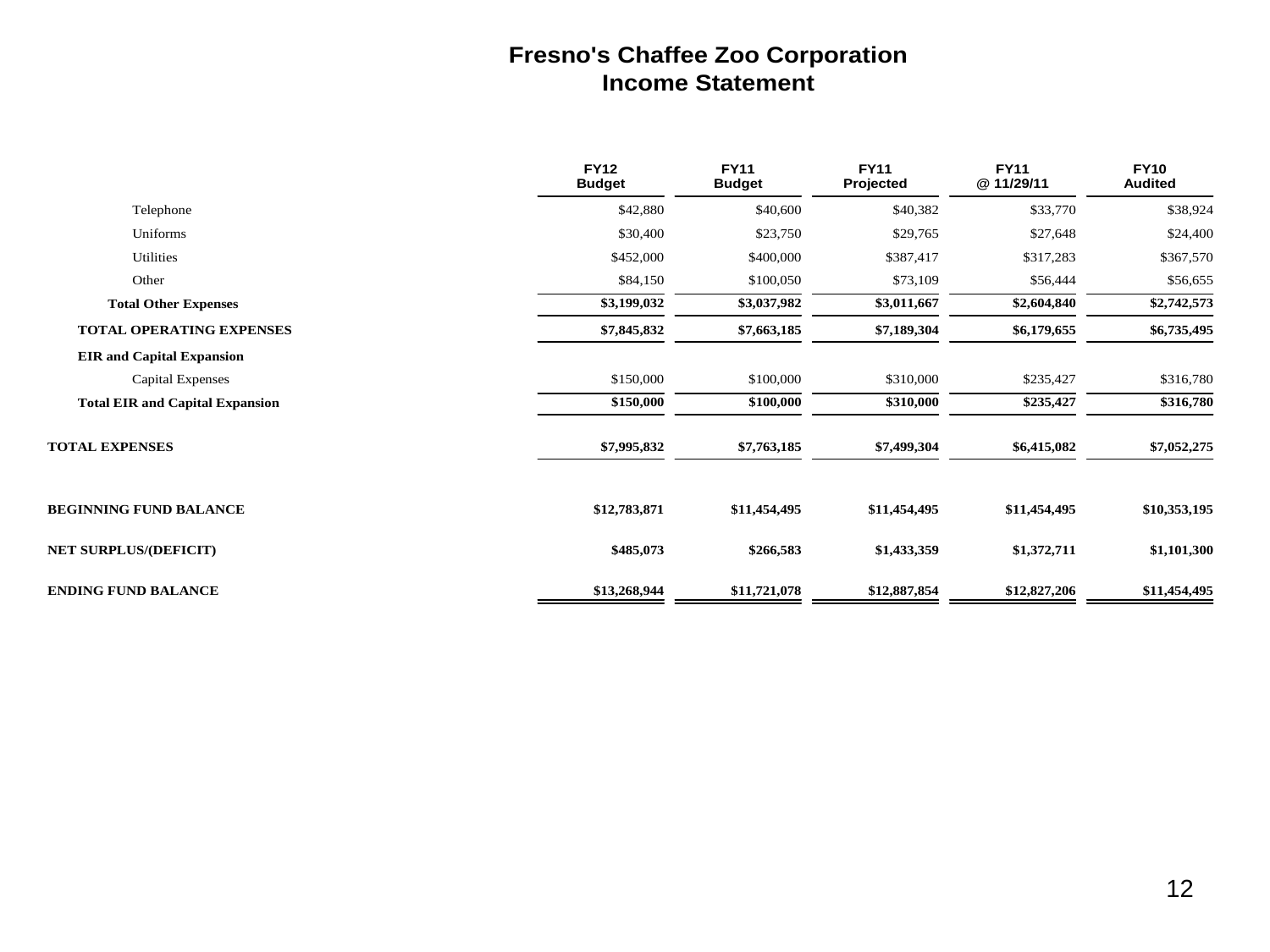# Fresno's Chaffee Zoo Corporation
## Income Statement

| | FY12 Budget | FY11 Budget | FY11 Projected | FY11 @ 11/29/11 | FY10 Audited |
|---|---|---|---|---|---|
| Telephone | $42,880 | $40,600 | $40,382 | $33,770 | $38,924 |
| Uniforms | $30,400 | $23,750 | $29,765 | $27,648 | $24,400 |
| Utilities | $452,000 | $400,000 | $387,417 | $317,283 | $367,570 |
| Other | $84,150 | $100,050 | $73,109 | $56,444 | $56,655 |
| **Total Other Expenses** | **$3,199,032** | **$3,037,982** | **$3,011,667** | **$2,604,840** | **$2,742,573** |
| **TOTAL OPERATING EXPENSES** | **$7,845,832** | **$7,663,185** | **$7,189,304** | **$6,179,655** | **$6,735,495** |
| **EIR and Capital Expansion** | | | | | |
| Capital Expenses | $150,000 | $100,000 | $310,000 | $235,427 | $316,780 |
| **Total EIR and Capital Expansion** | **$150,000** | **$100,000** | **$310,000** | **$235,427** | **$316,780** |
| **TOTAL EXPENSES** | **$7,995,832** | **$7,763,185** | **$7,499,304** | **$6,415,082** | **$7,052,275** |
| **BEGINNING FUND BALANCE** | **$12,783,871** | **$11,454,495** | **$11,454,495** | **$11,454,495** | **$10,353,195** |
| **NET SURPLUS/(DEFICIT)** | **$485,073** | **$266,583** | **$1,433,359** | **$1,372,711** | **$1,101,300** |
| **ENDING FUND BALANCE** | **$13,268,944** | **$11,721,078** | **$12,887,854** | **$12,827,206** | **$11,454,495** |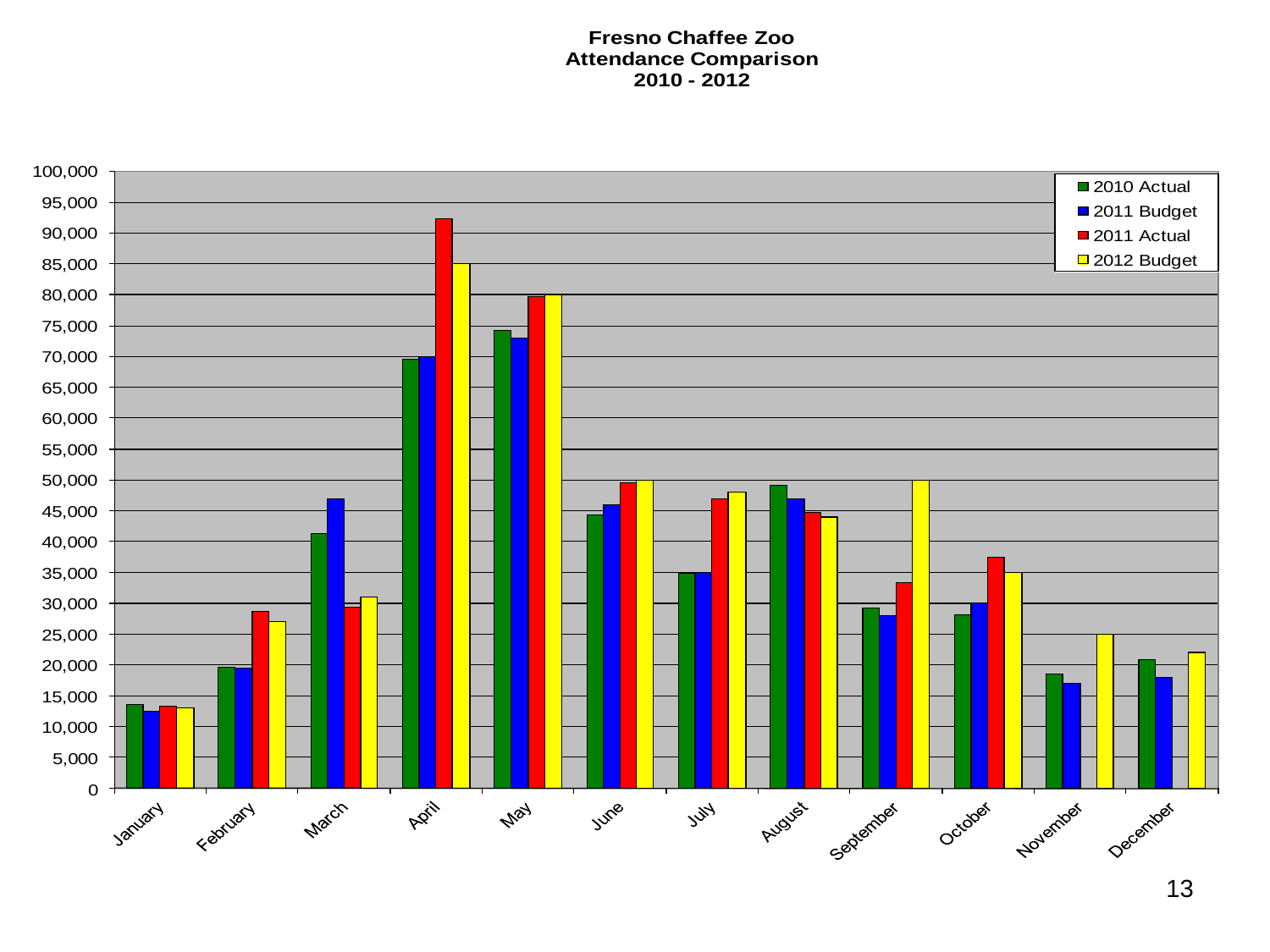**Fresno Chaffee Zoo**
**Attendance Comparison**
**2010 - 2012**

100,000
95,000
90,000
85,000
80,000
75,000
70,000
65,000
60,000
55,000
50,000
45,000
40,000
35,000
30,000
25,000
20,000
15,000
10,000
5,000
0

January
February
March
April
May
June
July
August
September
October
November
December

2010 Actual
2011 Budget
2011 Actual
2012 Budget